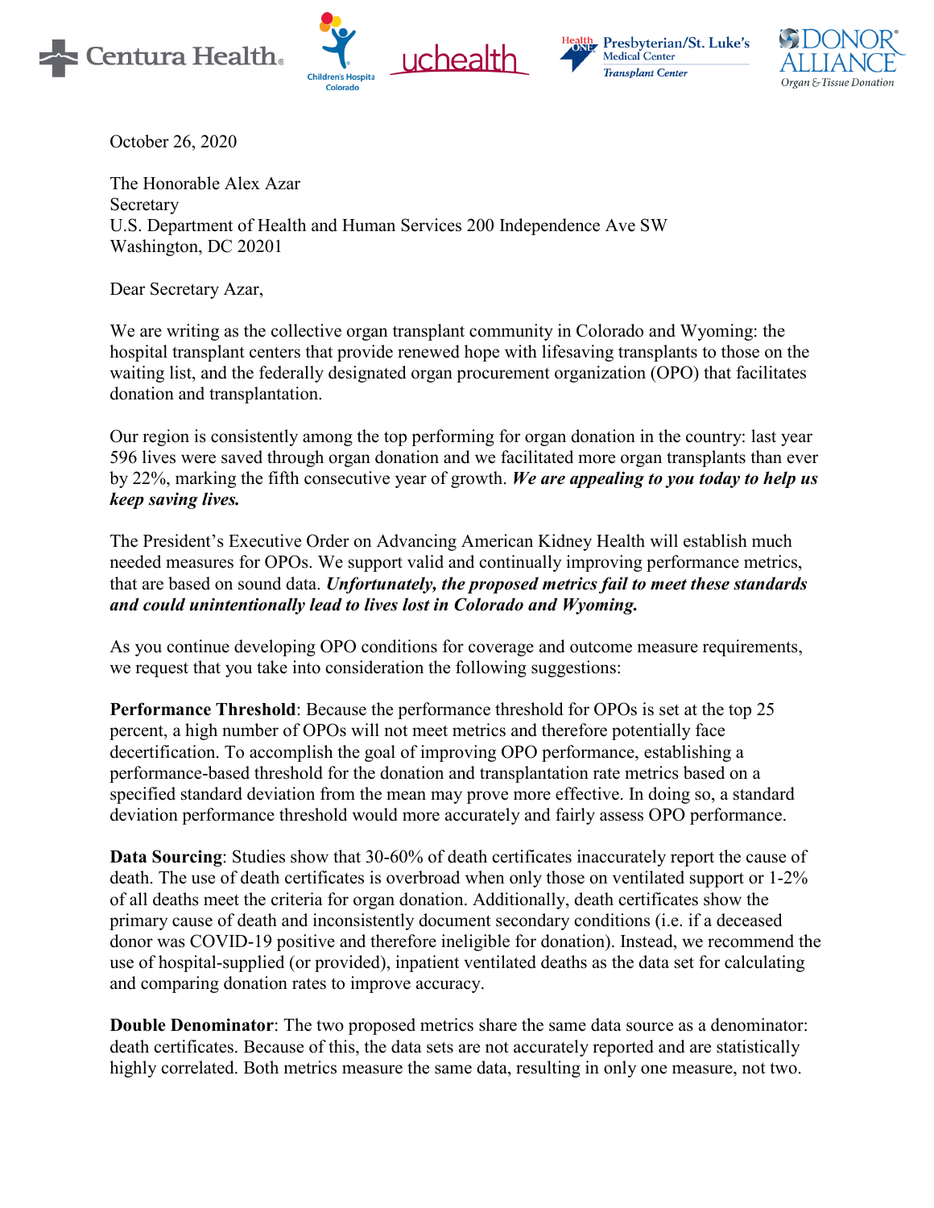Centura Health · Children's Hospital Colorado · uchealth · Presbyterian/St. Luke's Medical Center Transplant Center · Donor Alliance Organ & Tissue Donation

October 26, 2020

The Honorable Alex Azar
Secretary
U.S. Department of Health and Human Services 200 Independence Ave SW
Washington, DC 20201

Dear Secretary Azar,

We are writing as the collective organ transplant community in Colorado and Wyoming: the hospital transplant centers that provide renewed hope with lifesaving transplants to those on the waiting list, and the federally designated organ procurement organization (OPO) that facilitates donation and transplantation.

Our region is consistently among the top performing for organ donation in the country: last year 596 lives were saved through organ donation and we facilitated more organ transplants than ever by 22%, marking the fifth consecutive year of growth. ***We are appealing to you today to help us keep saving lives.***

The President's Executive Order on Advancing American Kidney Health will establish much needed measures for OPOs. We support valid and continually improving performance metrics, that are based on sound data. ***Unfortunately, the proposed metrics fail to meet these standards and could unintentionally lead to lives lost in Colorado and Wyoming.***

As you continue developing OPO conditions for coverage and outcome measure requirements, we request that you take into consideration the following suggestions:

**Performance Threshold**: Because the performance threshold for OPOs is set at the top 25 percent, a high number of OPOs will not meet metrics and therefore potentially face decertification. To accomplish the goal of improving OPO performance, establishing a performance-based threshold for the donation and transplantation rate metrics based on a specified standard deviation from the mean may prove more effective. In doing so, a standard deviation performance threshold would more accurately and fairly assess OPO performance.

**Data Sourcing**: Studies show that 30-60% of death certificates inaccurately report the cause of death. The use of death certificates is overbroad when only those on ventilated support or 1-2% of all deaths meet the criteria for organ donation. Additionally, death certificates show the primary cause of death and inconsistently document secondary conditions (i.e. if a deceased donor was COVID-19 positive and therefore ineligible for donation). Instead, we recommend the use of hospital-supplied (or provided), inpatient ventilated deaths as the data set for calculating and comparing donation rates to improve accuracy.

**Double Denominator**: The two proposed metrics share the same data source as a denominator: death certificates. Because of this, the data sets are not accurately reported and are statistically highly correlated. Both metrics measure the same data, resulting in only one measure, not two.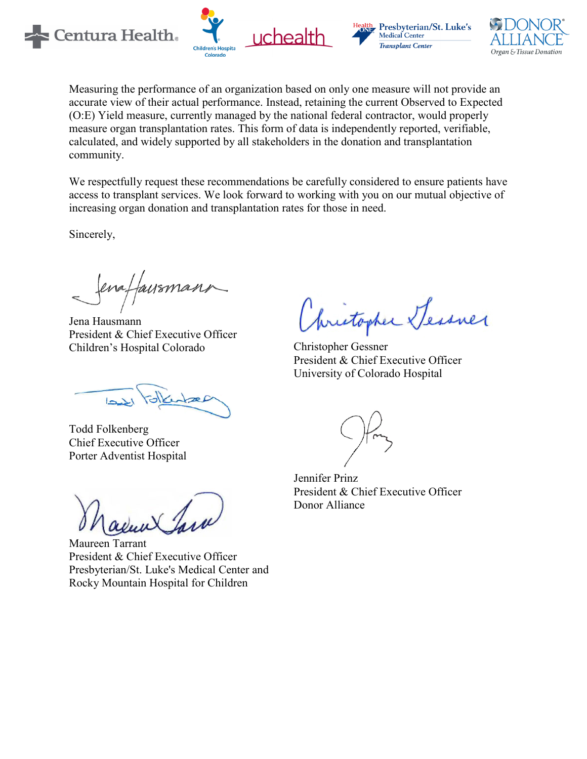Measuring the performance of an organization based on only one measure will not provide an accurate view of their actual performance. Instead, retaining the current Observed to Expected (O:E) Yield measure, currently managed by the national federal contractor, would properly measure organ transplantation rates. This form of data is independently reported, verifiable, calculated, and widely supported by all stakeholders in the donation and transplantation community.

We respectfully request these recommendations be carefully considered to ensure patients have access to transplant services. We look forward to working with you on our mutual objective of increasing organ donation and transplantation rates for those in need.

Sincerely,

Jena Hausmann
President & Chief Executive Officer
Children's Hospital Colorado

Christopher Gessner
President & Chief Executive Officer
University of Colorado Hospital

Todd Folkenberg
Chief Executive Officer
Porter Adventist Hospital

Jennifer Prinz
President & Chief Executive Officer
Donor Alliance

Maureen Tarrant
President & Chief Executive Officer
Presbyterian/St. Luke's Medical Center and
Rocky Mountain Hospital for Children